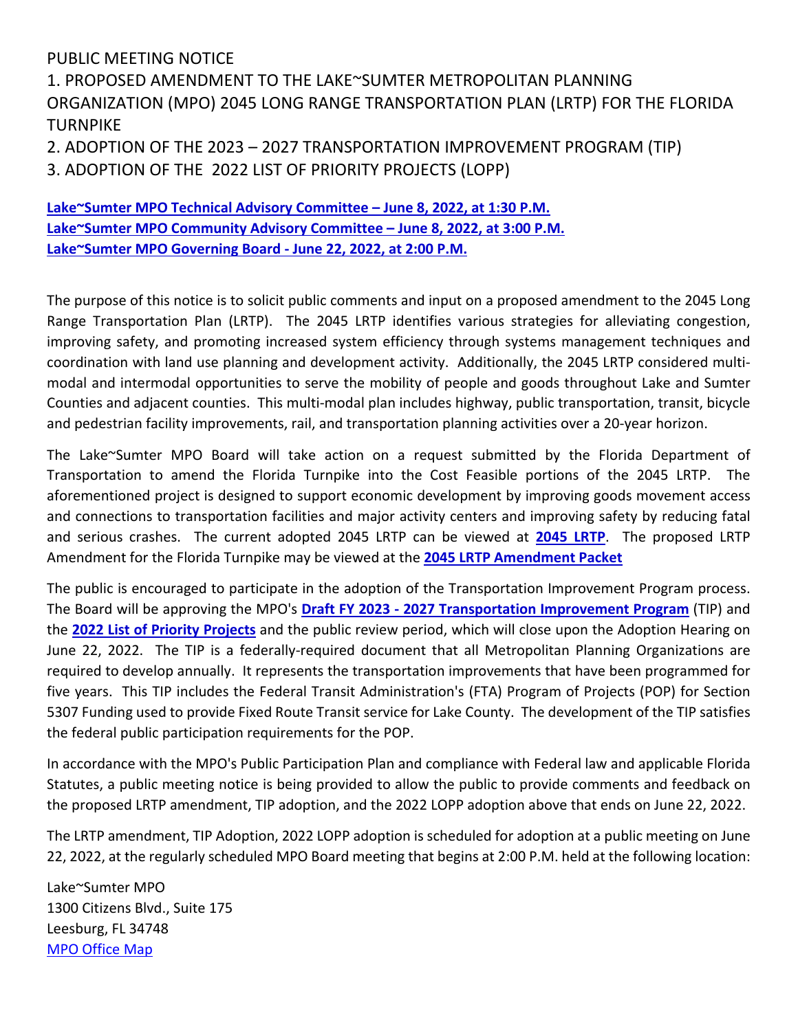# PUBLIC MEETING NOTICE

## 1. PROPOSED AMENDMENT TO THE LAKE~SUMTER METROPOLITAN PLANNING ORGANIZATION (MPO) 2045 LONG RANGE TRANSPORTATION PLAN (LRTP) FOR THE FLORIDA TURNPIKE

## 2. ADOPTION OF THE 2023 – 2027 TRANSPORTATION IMPROVEMENT PROGRAM (TIP)

## 3. ADOPTION OF THE 2022 LIST OF PRIORITY PROJECTS (LOPP)

**Lake~Sumter MPO Technical Advisory Committee – June 8, 2022, at 1:30 P.M.**
**Lake~Sumter MPO Community Advisory Committee – June 8, 2022, at 3:00 P.M.**
**Lake~Sumter MPO Governing Board - June 22, 2022, at 2:00 P.M.**

The purpose of this notice is to solicit public comments and input on a proposed amendment to the 2045 Long Range Transportation Plan (LRTP). The 2045 LRTP identifies various strategies for alleviating congestion, improving safety, and promoting increased system efficiency through systems management techniques and coordination with land use planning and development activity. Additionally, the 2045 LRTP considered multi-modal and intermodal opportunities to serve the mobility of people and goods throughout Lake and Sumter Counties and adjacent counties. This multi-modal plan includes highway, public transportation, transit, bicycle and pedestrian facility improvements, rail, and transportation planning activities over a 20-year horizon.

The Lake~Sumter MPO Board will take action on a request submitted by the Florida Department of Transportation to amend the Florida Turnpike into the Cost Feasible portions of the 2045 LRTP. The aforementioned project is designed to support economic development by improving goods movement access and connections to transportation facilities and major activity centers and improving safety by reducing fatal and serious crashes. The current adopted 2045 LRTP can be viewed at **2045 LRTP**. The proposed LRTP Amendment for the Florida Turnpike may be viewed at the **2045 LRTP Amendment Packet**

The public is encouraged to participate in the adoption of the Transportation Improvement Program process. The Board will be approving the MPO's **Draft FY 2023 - 2027 Transportation Improvement Program** (TIP) and the **2022 List of Priority Projects** and the public review period, which will close upon the Adoption Hearing on June 22, 2022. The TIP is a federally-required document that all Metropolitan Planning Organizations are required to develop annually. It represents the transportation improvements that have been programmed for five years. This TIP includes the Federal Transit Administration's (FTA) Program of Projects (POP) for Section 5307 Funding used to provide Fixed Route Transit service for Lake County. The development of the TIP satisfies the federal public participation requirements for the POP.

In accordance with the MPO's Public Participation Plan and compliance with Federal law and applicable Florida Statutes, a public meeting notice is being provided to allow the public to provide comments and feedback on the proposed LRTP amendment, TIP adoption, and the 2022 LOPP adoption above that ends on June 22, 2022.

The LRTP amendment, TIP Adoption, 2022 LOPP adoption is scheduled for adoption at a public meeting on June 22, 2022, at the regularly scheduled MPO Board meeting that begins at 2:00 P.M. held at the following location:

Lake~Sumter MPO
1300 Citizens Blvd., Suite 175
Leesburg, FL 34748
MPO Office Map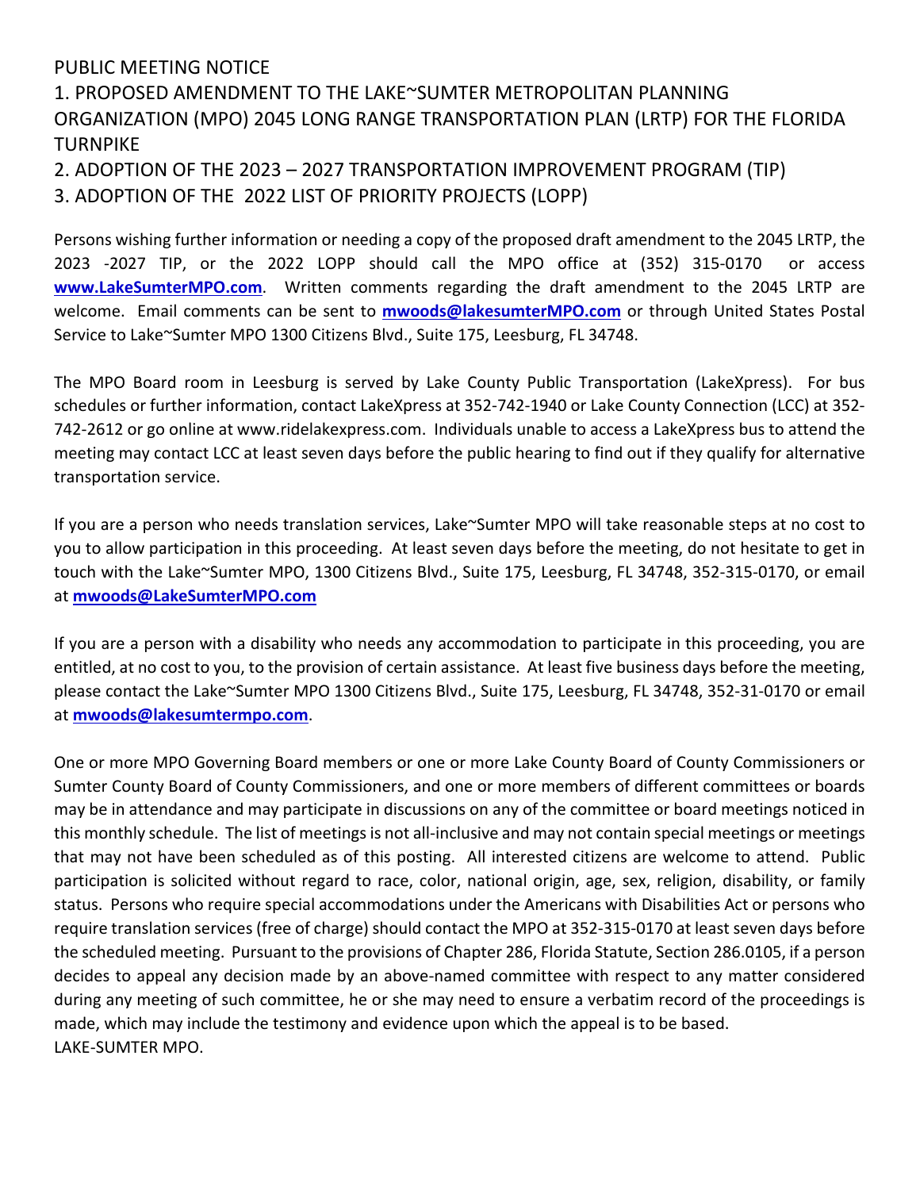# PUBLIC MEETING NOTICE

## 1. PROPOSED AMENDMENT TO THE LAKE~SUMTER METROPOLITAN PLANNING ORGANIZATION (MPO) 2045 LONG RANGE TRANSPORTATION PLAN (LRTP) FOR THE FLORIDA TURNPIKE

## 2. ADOPTION OF THE 2023 – 2027 TRANSPORTATION IMPROVEMENT PROGRAM (TIP)

## 3. ADOPTION OF THE 2022 LIST OF PRIORITY PROJECTS (LOPP)

Persons wishing further information or needing a copy of the proposed draft amendment to the 2045 LRTP, the 2023 -2027 TIP, or the 2022 LOPP should call the MPO office at (352) 315-0170 or access **www.LakeSumterMPO.com**. Written comments regarding the draft amendment to the 2045 LRTP are welcome. Email comments can be sent to **mwoods@lakesumterMPO.com** or through United States Postal Service to Lake~Sumter MPO 1300 Citizens Blvd., Suite 175, Leesburg, FL 34748.

The MPO Board room in Leesburg is served by Lake County Public Transportation (LakeXpress). For bus schedules or further information, contact LakeXpress at 352-742-1940 or Lake County Connection (LCC) at 352-742-2612 or go online at www.ridelakexpress.com. Individuals unable to access a LakeXpress bus to attend the meeting may contact LCC at least seven days before the public hearing to find out if they qualify for alternative transportation service.

If you are a person who needs translation services, Lake~Sumter MPO will take reasonable steps at no cost to you to allow participation in this proceeding. At least seven days before the meeting, do not hesitate to get in touch with the Lake~Sumter MPO, 1300 Citizens Blvd., Suite 175, Leesburg, FL 34748, 352-315-0170, or email at **mwoods@LakeSumterMPO.com**

If you are a person with a disability who needs any accommodation to participate in this proceeding, you are entitled, at no cost to you, to the provision of certain assistance. At least five business days before the meeting, please contact the Lake~Sumter MPO 1300 Citizens Blvd., Suite 175, Leesburg, FL 34748, 352-31-0170 or email at **mwoods@lakesumtermpo.com**.

One or more MPO Governing Board members or one or more Lake County Board of County Commissioners or Sumter County Board of County Commissioners, and one or more members of different committees or boards may be in attendance and may participate in discussions on any of the committee or board meetings noticed in this monthly schedule. The list of meetings is not all-inclusive and may not contain special meetings or meetings that may not have been scheduled as of this posting. All interested citizens are welcome to attend. Public participation is solicited without regard to race, color, national origin, age, sex, religion, disability, or family status. Persons who require special accommodations under the Americans with Disabilities Act or persons who require translation services (free of charge) should contact the MPO at 352-315-0170 at least seven days before the scheduled meeting. Pursuant to the provisions of Chapter 286, Florida Statute, Section 286.0105, if a person decides to appeal any decision made by an above-named committee with respect to any matter considered during any meeting of such committee, he or she may need to ensure a verbatim record of the proceedings is made, which may include the testimony and evidence upon which the appeal is to be based.
LAKE-SUMTER MPO.